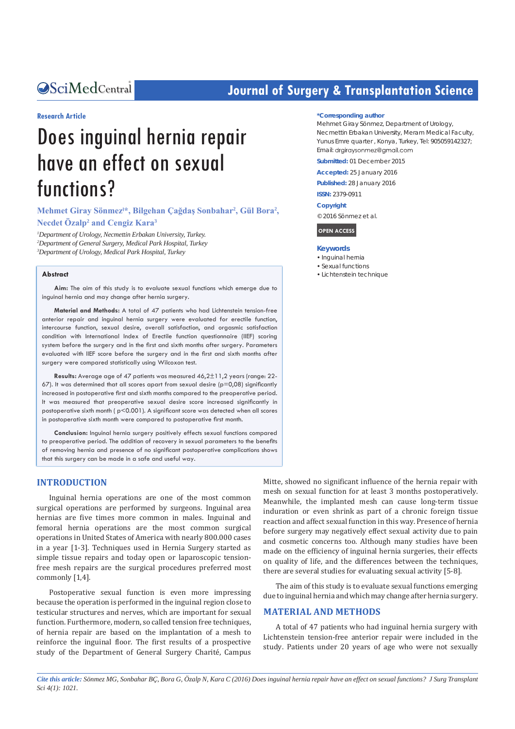Research Article

# Does inguinal hernia repair have an effect on sexual functions?

**Mehmet Giray Sönmez[1]*, Bilgehan Çağdaş Sonbahar[2], Gül Bora[2], Necdet Özalp[2] and Cengiz Kara[3]**

[1]*Department of Urology, Necmettin Erbakan University, Turkey.*
[2]*Department of General Surgery, Medical Park Hospital, Turkey*
[3]*Department of Urology, Medical Park Hospital, Turkey*

**\*Corresponding author**
Mehmet Giray Sönmez, Department of Urology, Necmettin Erbakan University, Meram Medical Faculty, Yunus Emre quarter, Konya, Turkey, Tel: 905059142327; Email: drgiraysonmez@gmail.com

**Submitted:** 01 December 2015
**Accepted:** 25 January 2016
**Published:** 28 January 2016
**ISSN:** 2379-0911

**Copyright**
© 2016 Sönmez et al.

OPEN ACCESS

**Keywords**
- Inguinal hernia
- Sexual functions
- Lichtenstein technique

## Abstract

**Aim:** The aim of this study is to evaluate sexual functions which emerge due to inguinal hernia and may change after hernia surgery.

**Material and Methods:** A total of 47 patients who had Lichtenstein tension-free anterior repair and inguinal hernia surgery were evaluated for erectile function, intercourse function, sexual desire, overall satisfaction, and orgasmic satisfaction condition with International Index of Erectile function questionnaire (IIEF) scoring system before the surgery and in the first and sixth months after surgery. Parameters evaluated with IIEF score before the surgery and in the first and sixth months after surgery were compared statistically using Wilcoxon test.

**Results:** Average age of 47 patients was measured 46,2±11,2 years (range: 22-67). It was determined that all scores apart from sexual desire (p=0,08) significantly increased in postoperative first and sixth months compared to the preoperative period. It was measured that preoperative sexual desire score increased significantly in postoperative sixth month ( p<0.001). A significant score was detected when all scores in postoperative sixth month were compared to postoperative first month.

**Conclusion:** Inguinal hernia surgery positively effects sexual functions compared to preoperative period. The addition of recovery in sexual parameters to the benefits of removing hernia and presence of no significant postoperative complications shows that this surgery can be made in a safe and useful way.

## INTRODUCTION

Inguinal hernia operations are one of the most common surgical operations are performed by surgeons. Inguinal area hernias are five times more common in males. Inguinal and femoral hernia operations are the most common surgical operations in United States of America with nearly 800.000 cases in a year [1-3]. Techniques used in Hernia Surgery started as simple tissue repairs and today open or laparoscopic tension-free mesh repairs are the surgical procedures preferred most commonly [1,4].

Postoperative sexual function is even more impressing because the operation is performed in the inguinal region close to testicular structures and nerves, which are important for sexual function. Furthermore, modern, so called tension free techniques, of hernia repair are based on the implantation of a mesh to reinforce the inguinal floor. The first results of a prospective study of the Department of General Surgery Charité, Campus Mitte, showed no significant influence of the hernia repair with mesh on sexual function for at least 3 months postoperatively. Meanwhile, the implanted mesh can cause long-term tissue induration or even shrink as part of a chronic foreign tissue reaction and affect sexual function in this way. Presence of hernia before surgery may negatively effect sexual activity due to pain and cosmetic concerns too. Although many studies have been made on the efficiency of inguinal hernia surgeries, their effects on quality of life, and the differences between the techniques, there are several studies for evaluating sexual activity [5-8].

The aim of this study is to evaluate sexual functions emerging due to inguinal hernia and which may change after hernia surgery.

## MATERIAL AND METHODS

A total of 47 patients who had inguinal hernia surgery with Lichtenstein tension-free anterior repair were included in the study. Patients under 20 years of age who were not sexually

*Cite this article:* *Sönmez MG, Sonbahar BÇ, Bora G, Özalp N, Kara C (2016) Does inguinal hernia repair have an effect on sexual functions? J Surg Transplant Sci 4(1): 1021.*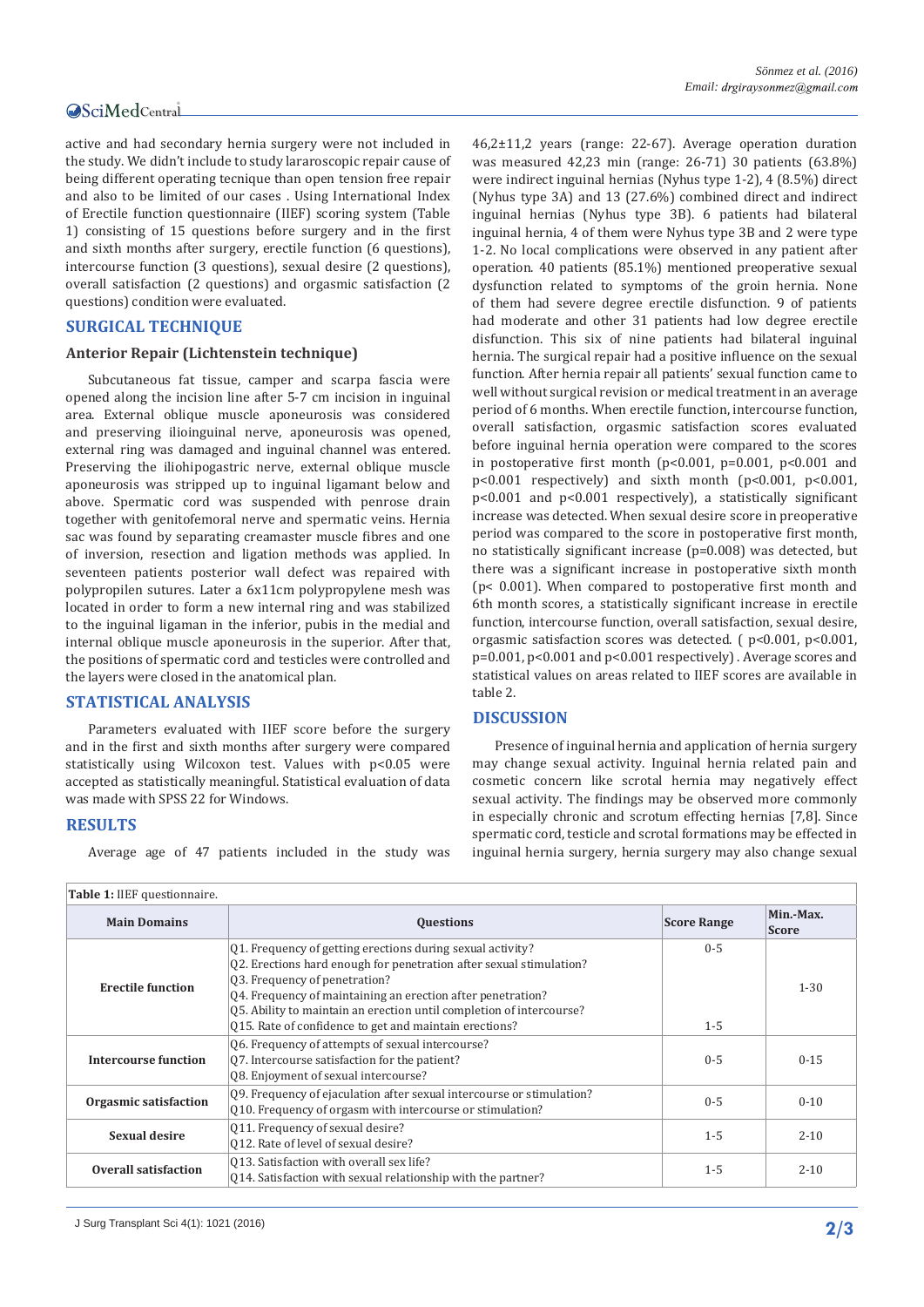active and had secondary hernia surgery were not included in the study. We didn't include to study lararoscopic repair cause of being different operating tecnique than open tension free repair and also to be limited of our cases . Using International Index of Erectile function questionnaire (IIEF) scoring system (Table 1) consisting of 15 questions before surgery and in the first and sixth months after surgery, erectile function (6 questions), intercourse function (3 questions), sexual desire (2 questions), overall satisfaction (2 questions) and orgasmic satisfaction (2 questions) condition were evaluated.

## SURGICAL TECHNIQUE

### Anterior Repair (Lichtenstein technique)

Subcutaneous fat tissue, camper and scarpa fascia were opened along the incision line after 5-7 cm incision in inguinal area. External oblique muscle aponeurosis was considered and preserving ilioinguinal nerve, aponeurosis was opened, external ring was damaged and inguinal channel was entered. Preserving the iliohipogastric nerve, external oblique muscle aponeurosis was stripped up to inguinal ligament below and above. Spermatic cord was suspended with penrose drain together with genitofemoral nerve and spermatic veins. Hernia sac was found by separating creamaster muscle fibres and one of inversion, resection and ligation methods was applied. In seventeen patients posterior wall defect was repaired with polypropilen sutures. Later a 6x11cm polypropylene mesh was located in order to form a new internal ring and was stabilized to the inguinal ligaman in the inferior, pubis in the medial and internal oblique muscle aponeurosis in the superior. After that, the positions of spermatic cord and testicles were controlled and the layers were closed in the anatomical plan.

## STATISTICAL ANALYSIS

Parameters evaluated with IIEF score before the surgery and in the first and sixth months after surgery were compared statistically using Wilcoxon test. Values with $p<0.05$ were accepted as statistically meaningful. Statistical evaluation of data was made with SPSS 22 for Windows.

## RESULTS

Average age of 47 patients included in the study was 46,2±11,2 years (range: 22-67). Average operation duration was measured 42,23 min (range: 26-71) 30 patients (63.8%) were indirect inguinal hernias (Nyhus type 1-2), 4 (8.5%) direct (Nyhus type 3A) and 13 (27.6%) combined direct and indirect inguinal hernias (Nyhus type 3B). 6 patients had bilateral inguinal hernia, 4 of them were Nyhus type 3B and 2 were type 1-2. No local complications were observed in any patient after operation. 40 patients (85.1%) mentioned preoperative sexual dysfunction related to symptoms of the groin hernia. None of them had severe degree erectile disfunction. 9 of patients had moderate and other 31 patients had low degree erectile disfunction. This six of nine patients had bilateral inguinal hernia. The surgical repair had a positive influence on the sexual function. After hernia repair all patients' sexual function came to well without surgical revision or medical treatment in an average period of 6 months. When erectile function, intercourse function, overall satisfaction, orgasmic satisfaction scores evaluated before inguinal hernia operation were compared to the scores in postoperative first month ($p<0.001$, $p=0.001$, $p<0.001$ and $p<0.001$ respectively) and sixth month ($p<0.001$, $p<0.001$, $p<0.001$ and $p<0.001$ respectively), a statistically significant increase was detected. When sexual desire score in preoperative period was compared to the score in postoperative first month, no statistically significant increase ($p=0.008$) was detected, but there was a significant increase in postoperative sixth month ($p< 0.001$). When compared to postoperative first month and 6th month scores, a statistically significant increase in erectile function, intercourse function, overall satisfaction, sexual desire, orgasmic satisfaction scores was detected. ( $p<0.001$, $p<0.001$, $p=0.001$, $p<0.001$ and $p<0.001$ respectively) . Average scores and statistical values on areas related to IIEF scores are available in table 2.

## DISCUSSION

Presence of inguinal hernia and application of hernia surgery may change sexual activity. Inguinal hernia related pain and cosmetic concern like scrotal hernia may negatively effect sexual activity. The findings may be observed more commonly in especially chronic and scrotum effecting hernias [7,8]. Since spermatic cord, testicle and scrotal formations may be effected in inguinal hernia surgery, hernia surgery may also change sexual

**Table 1:** IIEF questionnaire.

| Main Domains | Questions | Score Range | Min.-Max. Score |
|---|---|---|---|
| Erectile function | Q1. Frequency of getting erections during sexual activity?<br>Q2. Erections hard enough for penetration after sexual stimulation?<br>Q3. Frequency of penetration?<br>Q4. Frequency of maintaining an erection after penetration?<br>Q5. Ability to maintain an erection until completion of intercourse? | 0-5 | 1-30 |
| | Q15. Rate of confidence to get and maintain erections? | 1-5 | |
| Intercourse function | Q6. Frequency of attempts of sexual intercourse?<br>Q7. Intercourse satisfaction for the patient?<br>Q8. Enjoyment of sexual intercourse? | 0-5 | 0-15 |
| Orgasmic satisfaction | Q9. Frequency of ejaculation after sexual intercourse or stimulation?<br>Q10. Frequency of orgasm with intercourse or stimulation? | 0-5 | 0-10 |
| Sexual desire | Q11. Frequency of sexual desire?<br>Q12. Rate of level of sexual desire? | 1-5 | 2-10 |
| Overall satisfaction | Q13. Satisfaction with overall sex life?<br>Q14. Satisfaction with sexual relationship with the partner? | 1-5 | 2-10 |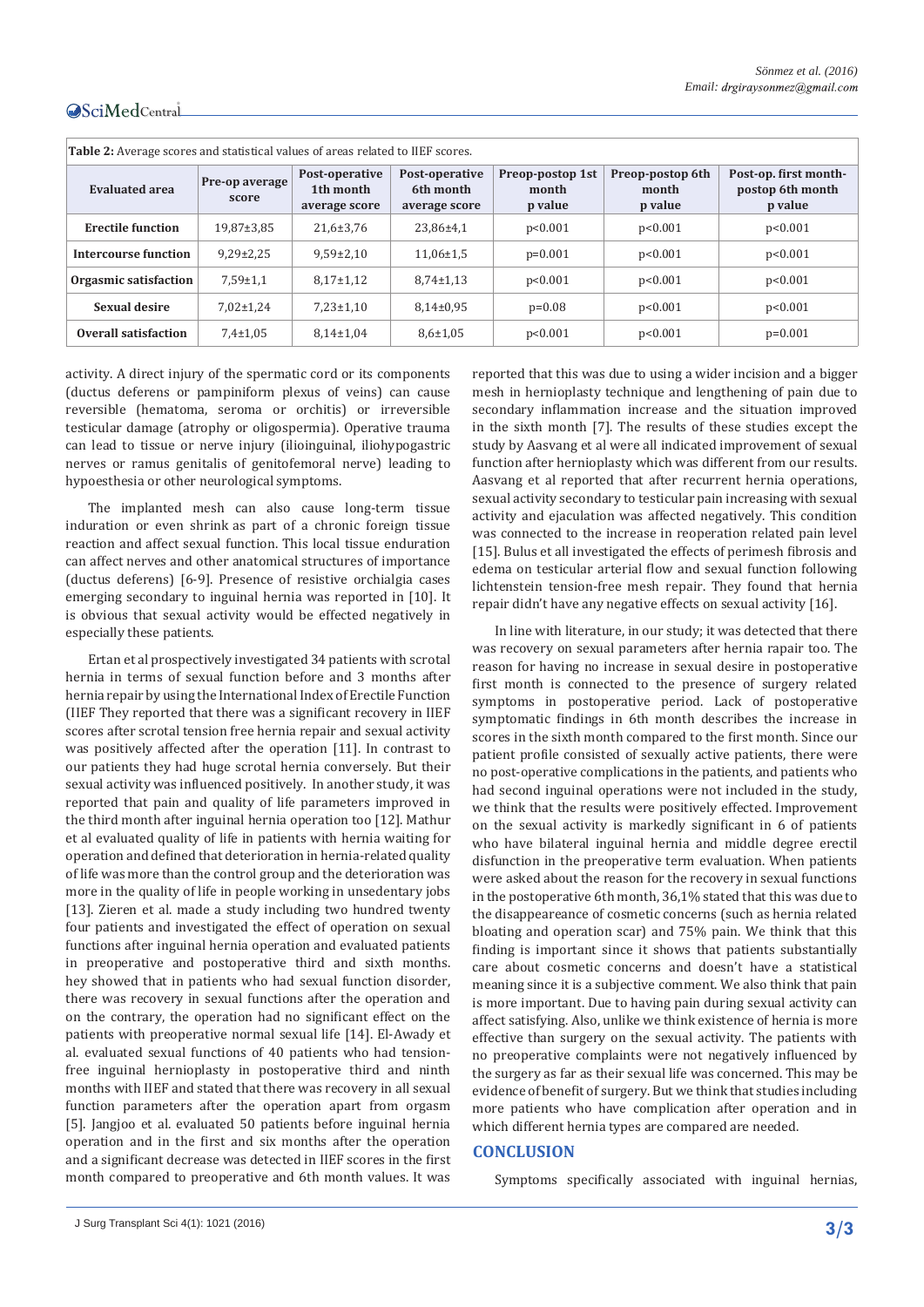**Table 2:** Average scores and statistical values of areas related to IIEF scores.

| Evaluated area | Pre-op average score | Post-operative 1th month average score | Post-operative 6th month average score | Preop-postop 1st month p value | Preop-postop 6th month p value | Post-op. first month-postop 6th month p value |
|---|---|---|---|---|---|---|
| Erectile function | 19,87±3,85 | 21,6±3,76 | 23,86±4,1 | p<0.001 | p<0.001 | p<0.001 |
| Intercourse function | 9,29±2,25 | 9,59±2,10 | 11,06±1,5 | p=0.001 | p<0.001 | p<0.001 |
| Orgasmic satisfaction | 7,59±1,1 | 8,17±1,12 | 8,74±1,13 | p<0.001 | p<0.001 | p<0.001 |
| Sexual desire | 7,02±1,24 | 7,23±1,10 | 8,14±0,95 | p=0.08 | p<0.001 | p<0.001 |
| Overall satisfaction | 7,4±1,05 | 8,14±1,04 | 8,6±1,05 | p<0.001 | p<0.001 | p=0.001 |

activity. A direct injury of the spermatic cord or its components (ductus deferens or pampiniform plexus of veins) can cause reversible (hematoma, seroma or orchitis) or irreversible testicular damage (atrophy or oligospermia). Operative trauma can lead to tissue or nerve injury (ilioinguinal, iliohypogastric nerves or ramus genitalis of genitofemoral nerve) leading to hypoesthesia or other neurological symptoms.

The implanted mesh can also cause long-term tissue induration or even shrink as part of a chronic foreign tissue reaction and affect sexual function. This local tissue enduration can affect nerves and other anatomical structures of importance (ductus deferens) [6-9]. Presence of resistive orchialgia cases emerging secondary to inguinal hernia was reported in [10]. It is obvious that sexual activity would be effected negatively in especially these patients.

Ertan et al prospectively investigated 34 patients with scrotal hernia in terms of sexual function before and 3 months after hernia repair by using the International Index of Erectile Function (IIEF They reported that there was a significant recovery in IIEF scores after scrotal tension free hernia repair and sexual activity was positively affected after the operation [11]. In contrast to our patients they had huge scrotal hernia conversely. But their sexual activity was influenced positively. In another study, it was reported that pain and quality of life parameters improved in the third month after inguinal hernia operation too [12]. Mathur et al evaluated quality of life in patients with hernia waiting for operation and defined that deterioration in hernia-related quality of life was more than the control group and the deterioration was more in the quality of life in people working in unsedentary jobs [13]. Zieren et al. made a study including two hundred twenty four patients and investigated the effect of operation on sexual functions after inguinal hernia operation and evaluated patients in preoperative and postoperative third and sixth months. hey showed that in patients who had sexual function disorder, there was recovery in sexual functions after the operation and on the contrary, the operation had no significant effect on the patients with preoperative normal sexual life [14]. El-Awady et al. evaluated sexual functions of 40 patients who had tension-free inguinal hernioplasty in postoperative third and ninth months with IIEF and stated that there was recovery in all sexual function parameters after the operation apart from orgasm [5]. Jangjoo et al. evaluated 50 patients before inguinal hernia operation and in the first and six months after the operation and a significant decrease was detected in IIEF scores in the first month compared to preoperative and 6th month values. It was reported that this was due to using a wider incision and a bigger mesh in hernioplasty technique and lengthening of pain due to secondary inflammation increase and the situation improved in the sixth month [7]. The results of these studies except the study by Aasvang et al were all indicated improvement of sexual function after hernioplasty which was different from our results. Aasvang et al reported that after recurrent hernia operations, sexual activity secondary to testicular pain increasing with sexual activity and ejaculation was affected negatively. This condition was connected to the increase in reoperation related pain level [15]. Bulus et all investigated the effects of perimesh fibrosis and edema on testicular arterial flow and sexual function following lichtenstein tension-free mesh repair. They found that hernia repair didn't have any negative effects on sexual activity [16].

In line with literature, in our study; it was detected that there was recovery on sexual parameters after hernia rapair too. The reason for having no increase in sexual desire in postoperative first month is connected to the presence of surgery related symptoms in postoperative period. Lack of postoperative symptomatic findings in 6th month describes the increase in scores in the sixth month compared to the first month. Since our patient profile consisted of sexually active patients, there were no post-operative complications in the patients, and patients who had second inguinal operations were not included in the study, we think that the results were positively effected. Improvement on the sexual activity is markedly significant in 6 of patients who have bilateral inguinal hernia and middle degree erectil disfunction in the preoperative term evaluation. When patients were asked about the reason for the recovery in sexual functions in the postoperative 6th month, 36,1% stated that this was due to the disappeareance of cosmetic concerns (such as hernia related bloating and operation scar) and 75% pain. We think that this finding is important since it shows that patients substantially care about cosmetic concerns and doesn't have a statistical meaning since it is a subjective comment. We also think that pain is more important. Due to having pain during sexual activity can affect satisfying. Also, unlike we think existence of hernia is more effective than surgery on the sexual activity. The patients with no preoperative complaints were not negatively influenced by the surgery as far as their sexual life was concerned. This may be evidence of benefit of surgery. But we think that studies including more patients who have complication after operation and in which different hernia types are compared are needed.

## CONCLUSION

Symptoms specifically associated with inguinal hernias,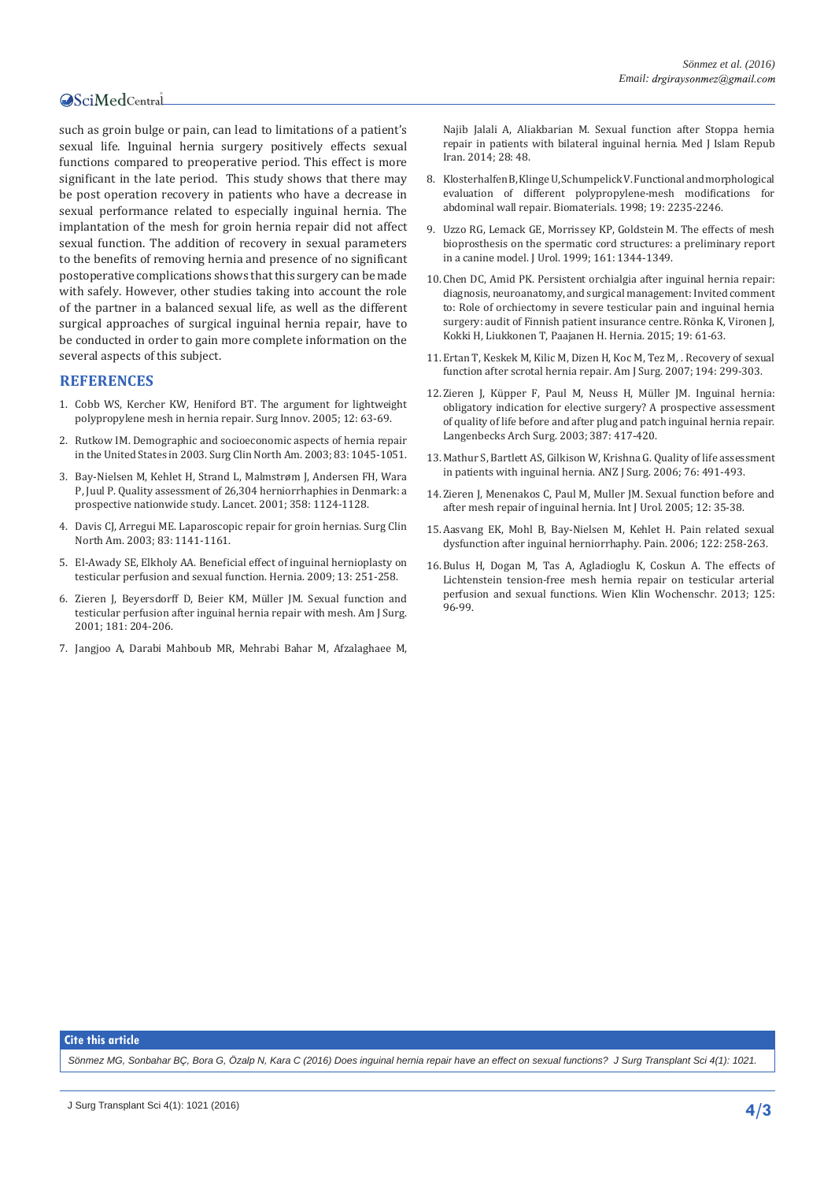such as groin bulge or pain, can lead to limitations of a patient's sexual life. Inguinal hernia surgery positively effects sexual functions compared to preoperative period. This effect is more significant in the late period. This study shows that there may be post operation recovery in patients who have a decrease in sexual performance related to especially inguinal hernia. The implantation of the mesh for groin hernia repair did not affect sexual function. The addition of recovery in sexual parameters to the benefits of removing hernia and presence of no significant postoperative complications shows that this surgery can be made with safely. However, other studies taking into account the role of the partner in a balanced sexual life, as well as the different surgical approaches of surgical inguinal hernia repair, have to be conducted in order to gain more complete information on the several aspects of this subject.

## REFERENCES

1. Cobb WS, Kercher KW, Heniford BT. The argument for lightweight polypropylene mesh in hernia repair. Surg Innov. 2005; 12: 63-69.
2. Rutkow IM. Demographic and socioeconomic aspects of hernia repair in the United States in 2003. Surg Clin North Am. 2003; 83: 1045-1051.
3. Bay-Nielsen M, Kehlet H, Strand L, Malmstrøm J, Andersen FH, Wara P, Juul P. Quality assessment of 26,304 herniorrhaphies in Denmark: a prospective nationwide study. Lancet. 2001; 358: 1124-1128.
4. Davis CJ, Arregui ME. Laparoscopic repair for groin hernias. Surg Clin North Am. 2003; 83: 1141-1161.
5. El-Awady SE, Elkholy AA. Beneficial effect of inguinal hernioplasty on testicular perfusion and sexual function. Hernia. 2009; 13: 251-258.
6. Zieren J, Beyersdorff D, Beier KM, Müller JM. Sexual function and testicular perfusion after inguinal hernia repair with mesh. Am J Surg. 2001; 181: 204-206.
7. Jangjoo A, Darabi Mahboub MR, Mehrabi Bahar M, Afzalaghaee M, Najib Jalali A, Aliakbarian M. Sexual function after Stoppa hernia repair in patients with bilateral inguinal hernia. Med J Islam Repub Iran. 2014; 28: 48.
8. Klosterhalfen B, Klinge U, Schumpelick V. Functional and morphological evaluation of different polypropylene-mesh modifications for abdominal wall repair. Biomaterials. 1998; 19: 2235-2246.
9. Uzzo RG, Lemack GE, Morrissey KP, Goldstein M. The effects of mesh bioprosthesis on the spermatic cord structures: a preliminary report in a canine model. J Urol. 1999; 161: 1344-1349.
10. Chen DC, Amid PK. Persistent orchialgia after inguinal hernia repair: diagnosis, neuroanatomy, and surgical management: Invited comment to: Role of orchiectomy in severe testicular pain and inguinal hernia surgery: audit of Finnish patient insurance centre. Rönka K, Vironen J, Kokki H, Liukkonen T, Paajanen H. Hernia. 2015; 19: 61-63.
11. Ertan T, Keskek M, Kilic M, Dizen H, Koc M, Tez M, . Recovery of sexual function after scrotal hernia repair. Am J Surg. 2007; 194: 299-303.
12. Zieren J, Küpper F, Paul M, Neuss H, Müller JM. Inguinal hernia: obligatory indication for elective surgery? A prospective assessment of quality of life before and after plug and patch inguinal hernia repair. Langenbecks Arch Surg. 2003; 387: 417-420.
13. Mathur S, Bartlett AS, Gilkison W, Krishna G. Quality of life assessment in patients with inguinal hernia. ANZ J Surg. 2006; 76: 491-493.
14. Zieren J, Menenakos C, Paul M, Muller JM. Sexual function before and after mesh repair of inguinal hernia. Int J Urol. 2005; 12: 35-38.
15. Aasvang EK, Mohl B, Bay-Nielsen M, Kehlet H. Pain related sexual dysfunction after inguinal herniorrhaphy. Pain. 2006; 122: 258-263.
16. Bulus H, Dogan M, Tas A, Agladioglu K, Coskun A. The effects of Lichtenstein tension-free mesh hernia repair on testicular arterial perfusion and sexual functions. Wien Klin Wochenschr. 2013; 125: 96-99.

**Cite this article**

*Sönmez MG, Sonbahar BÇ, Bora G, Özalp N, Kara C (2016) Does inguinal hernia repair have an effect on sexual functions? J Surg Transplant Sci 4(1): 1021.*